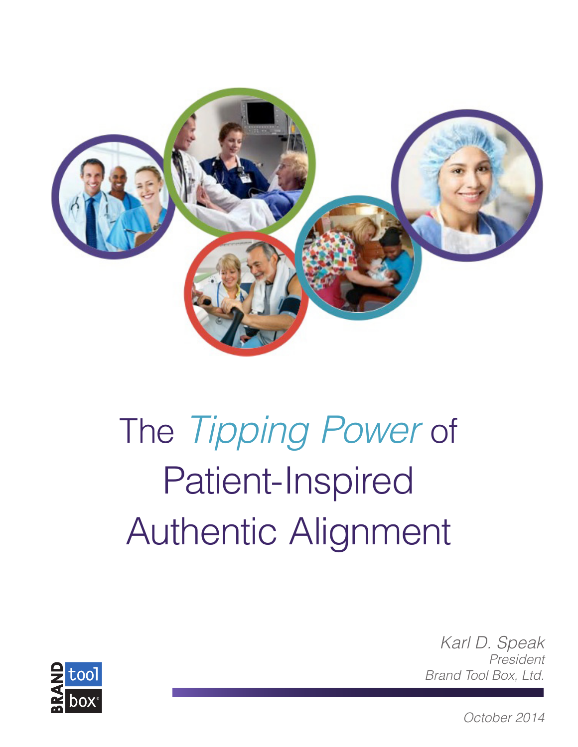# The *Tipping Power* of Patient-Inspired Authentic Alignment

*Karl D. Speak*
*President*
*Brand Tool Box, Ltd.*

BRAND tool box®

*October 2014*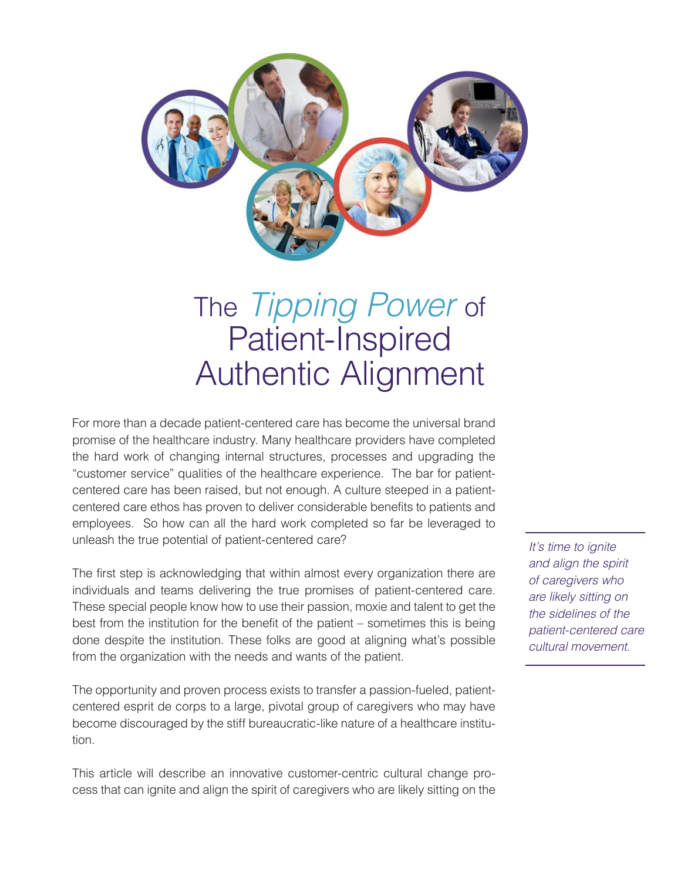# The *Tipping Power* of Patient-Inspired Authentic Alignment

For more than a decade patient-centered care has become the universal brand promise of the healthcare industry. Many healthcare providers have completed the hard work of changing internal structures, processes and upgrading the "customer service" qualities of the healthcare experience. The bar for patient-centered care has been raised, but not enough. A culture steeped in a patient-centered care ethos has proven to deliver considerable benefits to patients and employees. So how can all the hard work completed so far be leveraged to unleash the true potential of patient-centered care?

*It's time to ignite and align the spirit of caregivers who are likely sitting on the sidelines of the patient-centered care cultural movement.*

The first step is acknowledging that within almost every organization there are individuals and teams delivering the true promises of patient-centered care. These special people know how to use their passion, moxie and talent to get the best from the institution for the benefit of the patient – sometimes this is being done despite the institution. These folks are good at aligning what's possible from the organization with the needs and wants of the patient.

The opportunity and proven process exists to transfer a passion-fueled, patient-centered esprit de corps to a large, pivotal group of caregivers who may have become discouraged by the stiff bureaucratic-like nature of a healthcare institution.

This article will describe an innovative customer-centric cultural change process that can ignite and align the spirit of caregivers who are likely sitting on the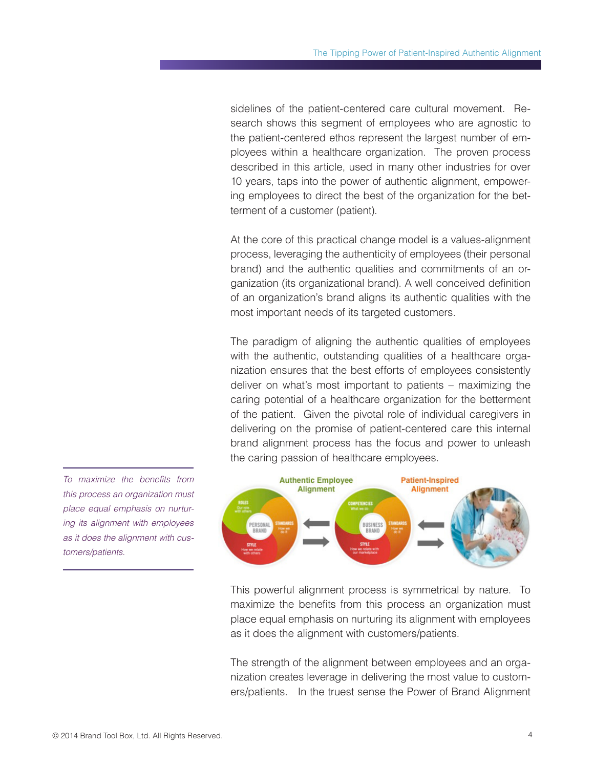sidelines of the patient-centered care cultural movement. Research shows this segment of employees who are agnostic to the patient-centered ethos represent the largest number of employees within a healthcare organization. The proven process described in this article, used in many other industries for over 10 years, taps into the power of authentic alignment, empowering employees to direct the best of the organization for the betterment of a customer (patient).

At the core of this practical change model is a values-alignment process, leveraging the authenticity of employees (their personal brand) and the authentic qualities and commitments of an organization (its organizational brand). A well conceived definition of an organization's brand aligns its authentic qualities with the most important needs of its targeted customers.

The paradigm of aligning the authentic qualities of employees with the authentic, outstanding qualities of a healthcare organization ensures that the best efforts of employees consistently deliver on what's most important to patients – maximizing the caring potential of a healthcare organization for the betterment of the patient. Given the pivotal role of individual caregivers in delivering on the promise of patient-centered care this internal brand alignment process has the focus and power to unleash the caring passion of healthcare employees.

*To maximize the benefits from this process an organization must place equal emphasis on nurturing its alignment with employees as it does the alignment with customers/patients.*

Authentic Employee Alignment

Patient-Inspired Alignment

ROLES
Our role with others

STANDARDS
How we do it

STYLE
How we relate with others

PERSONAL BRAND

COMPETENCIES
What we do

STANDARDS
How we do it

STYLE
How we relate with our marketplace

BUSINESS BRAND

This powerful alignment process is symmetrical by nature. To maximize the benefits from this process an organization must place equal emphasis on nurturing its alignment with employees as it does the alignment with customers/patients.

The strength of the alignment between employees and an organization creates leverage in delivering the most value to customers/patients. In the truest sense the Power of Brand Alignment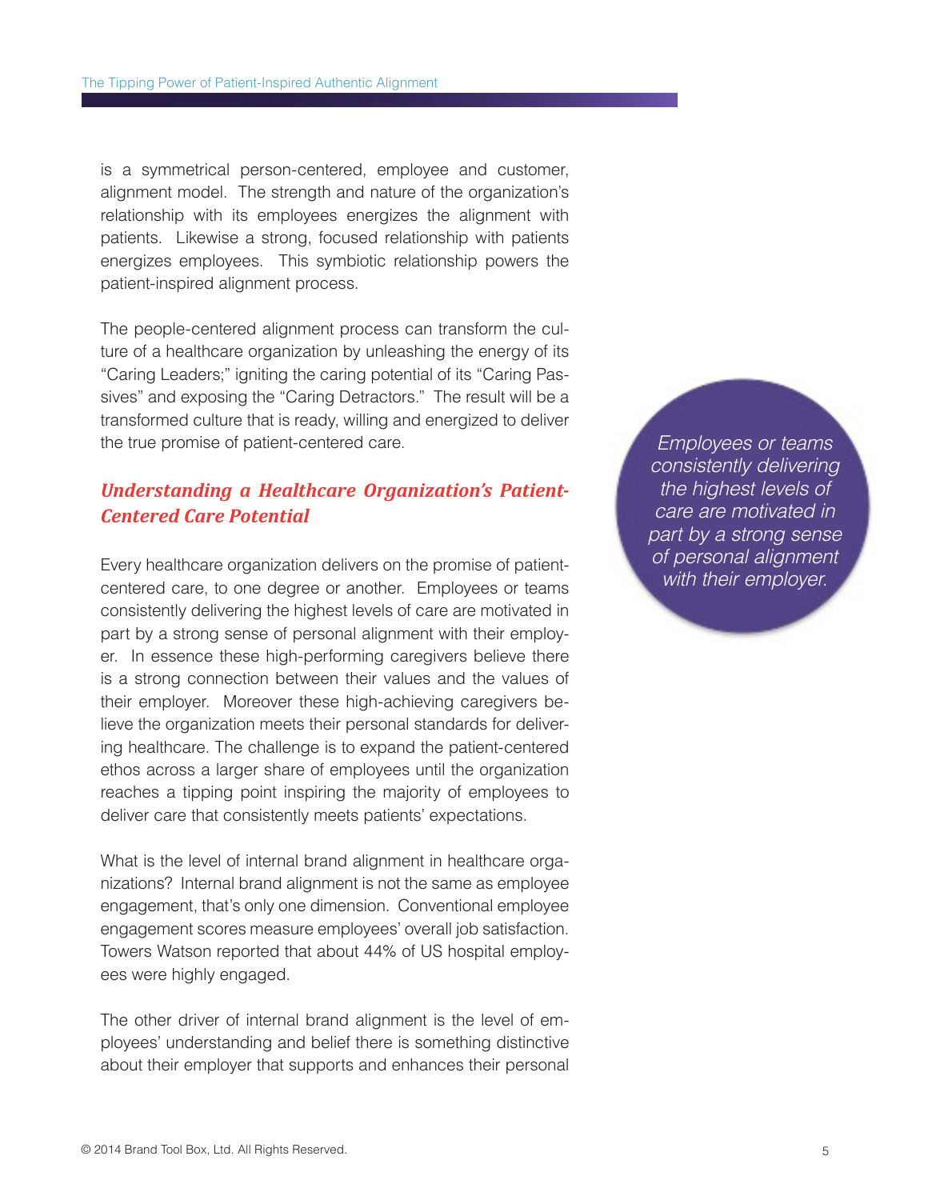is a symmetrical person-centered, employee and customer, alignment model. The strength and nature of the organization's relationship with its employees energizes the alignment with patients. Likewise a strong, focused relationship with patients energizes employees. This symbiotic relationship powers the patient-inspired alignment process.

The people-centered alignment process can transform the culture of a healthcare organization by unleashing the energy of its "Caring Leaders;" igniting the caring potential of its "Caring Passives" and exposing the "Caring Detractors." The result will be a transformed culture that is ready, willing and energized to deliver the true promise of patient-centered care.

### *Understanding a Healthcare Organization's Patient-Centered Care Potential*

Every healthcare organization delivers on the promise of patient-centered care, to one degree or another. Employees or teams consistently delivering the highest levels of care are motivated in part by a strong sense of personal alignment with their employer. In essence these high-performing caregivers believe there is a strong connection between their values and the values of their employer. Moreover these high-achieving caregivers believe the organization meets their personal standards for delivering healthcare. The challenge is to expand the patient-centered ethos across a larger share of employees until the organization reaches a tipping point inspiring the majority of employees to deliver care that consistently meets patients' expectations.

*Employees or teams consistently delivering the highest levels of care are motivated in part by a strong sense of personal alignment with their employer.*

What is the level of internal brand alignment in healthcare organizations? Internal brand alignment is not the same as employee engagement, that's only one dimension. Conventional employee engagement scores measure employees' overall job satisfaction. Towers Watson reported that about 44% of US hospital employees were highly engaged.

The other driver of internal brand alignment is the level of employees' understanding and belief there is something distinctive about their employer that supports and enhances their personal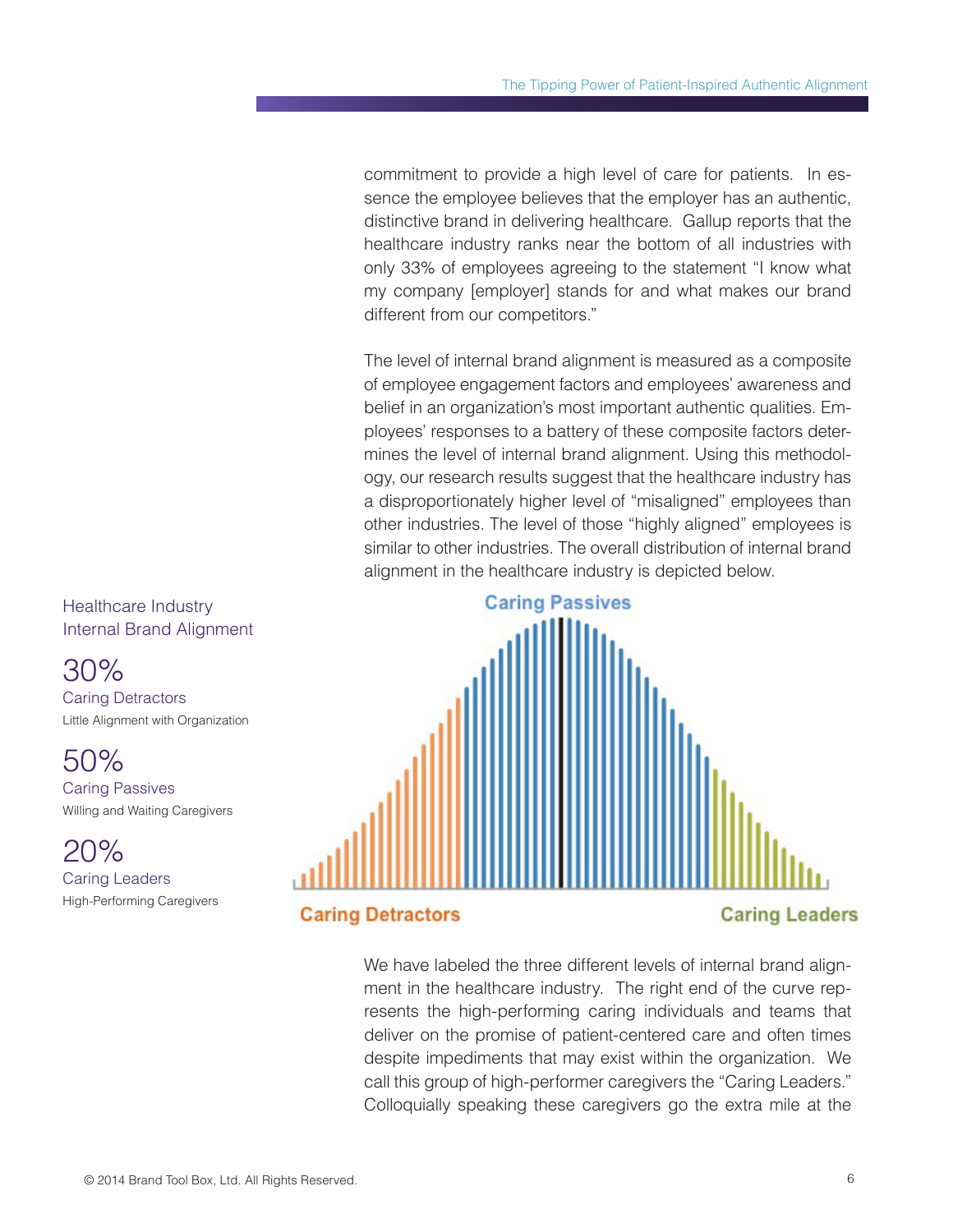commitment to provide a high level of care for patients. In essence the employee believes that the employer has an authentic, distinctive brand in delivering healthcare. Gallup reports that the healthcare industry ranks near the bottom of all industries with only 33% of employees agreeing to the statement "I know what my company [employer] stands for and what makes our brand different from our competitors."

The level of internal brand alignment is measured as a composite of employee engagement factors and employees' awareness and belief in an organization's most important authentic qualities. Employees' responses to a battery of these composite factors determines the level of internal brand alignment. Using this methodology, our research results suggest that the healthcare industry has a disproportionately higher level of "misaligned" employees than other industries. The level of those "highly aligned" employees is similar to other industries. The overall distribution of internal brand alignment in the healthcare industry is depicted below.

Healthcare Industry Internal Brand Alignment

30%
Caring Detractors
Little Alignment with Organization

50%
Caring Passives
Willing and Waiting Caregivers

20%
Caring Leaders
High-Performing Caregivers

Caring Passives

Caring Detractors

Caring Leaders

We have labeled the three different levels of internal brand alignment in the healthcare industry. The right end of the curve represents the high-performing caring individuals and teams that deliver on the promise of patient-centered care and often times despite impediments that may exist within the organization. We call this group of high-performer caregivers the "Caring Leaders." Colloquially speaking these caregivers go the extra mile at the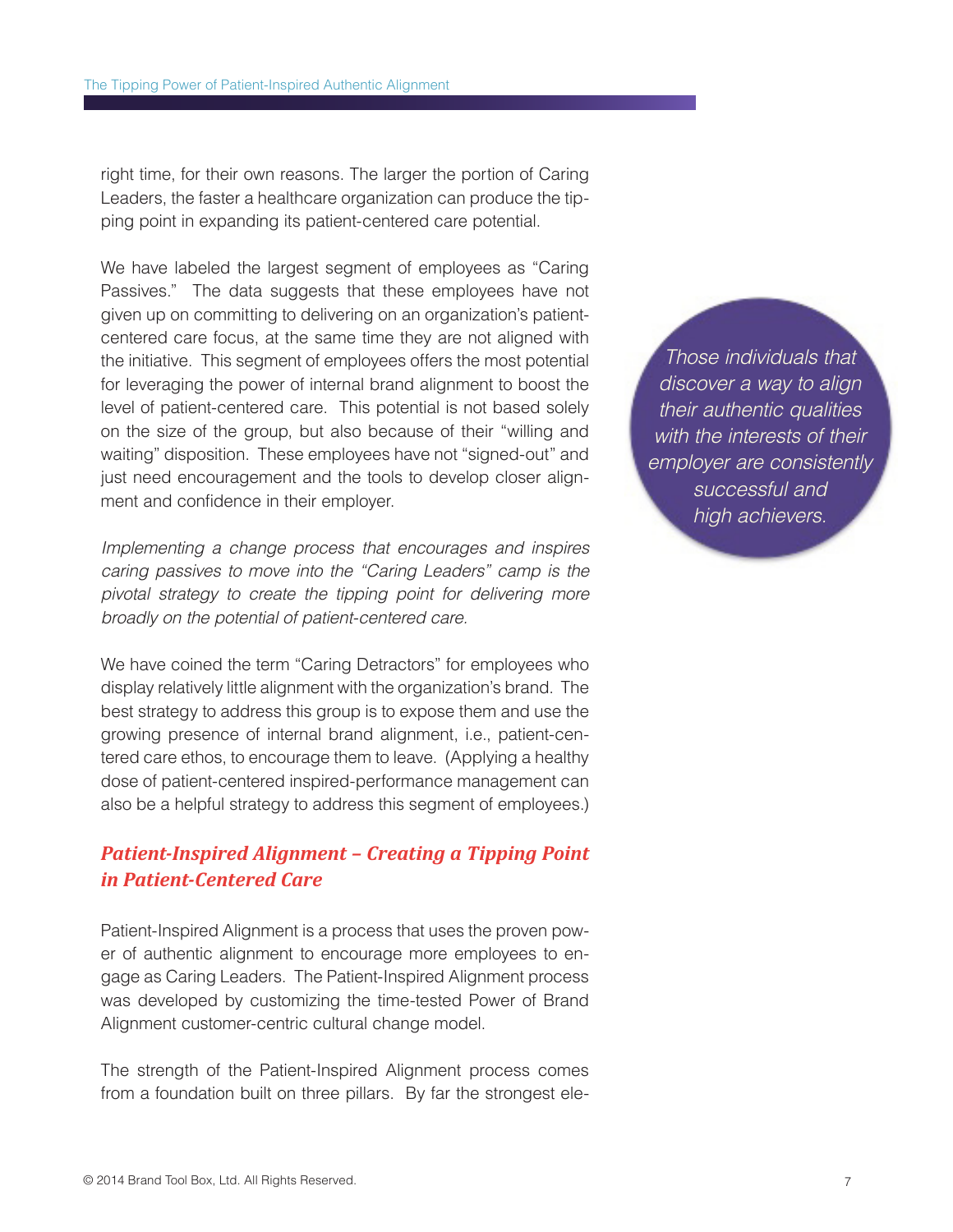right time, for their own reasons. The larger the portion of Caring Leaders, the faster a healthcare organization can produce the tipping point in expanding its patient-centered care potential.

We have labeled the largest segment of employees as "Caring Passives." The data suggests that these employees have not given up on committing to delivering on an organization's patient-centered care focus, at the same time they are not aligned with the initiative. This segment of employees offers the most potential for leveraging the power of internal brand alignment to boost the level of patient-centered care. This potential is not based solely on the size of the group, but also because of their "willing and waiting" disposition. These employees have not "signed-out" and just need encouragement and the tools to develop closer alignment and confidence in their employer.

*Those individuals that discover a way to align their authentic qualities with the interests of their employer are consistently successful and high achievers.*

*Implementing a change process that encourages and inspires caring passives to move into the "Caring Leaders" camp is the pivotal strategy to create the tipping point for delivering more broadly on the potential of patient-centered care.*

We have coined the term "Caring Detractors" for employees who display relatively little alignment with the organization's brand. The best strategy to address this group is to expose them and use the growing presence of internal brand alignment, i.e., patient-centered care ethos, to encourage them to leave. (Applying a healthy dose of patient-centered inspired-performance management can also be a helpful strategy to address this segment of employees.)

## *Patient-Inspired Alignment – Creating a Tipping Point in Patient-Centered Care*

Patient-Inspired Alignment is a process that uses the proven power of authentic alignment to encourage more employees to engage as Caring Leaders. The Patient-Inspired Alignment process was developed by customizing the time-tested Power of Brand Alignment customer-centric cultural change model.

The strength of the Patient-Inspired Alignment process comes from a foundation built on three pillars. By far the strongest ele-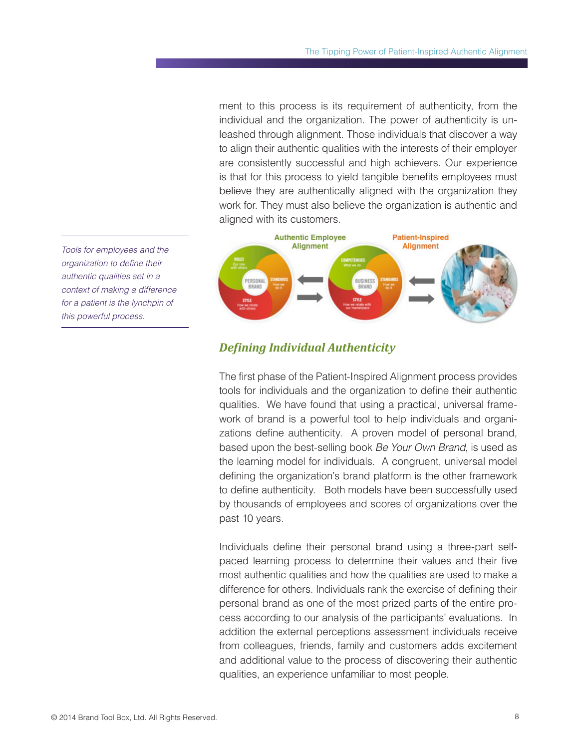ment to this process is its requirement of authenticity, from the individual and the organization. The power of authenticity is unleashed through alignment. Those individuals that discover a way to align their authentic qualities with the interests of their employer are consistently successful and high achievers. Our experience is that for this process to yield tangible benefits employees must believe they are authentically aligned with the organization they work for. They must also believe the organization is authentic and aligned with its customers.

*Tools for employees and the organization to define their authentic qualities set in a context of making a difference for a patient is the lynchpin of this powerful process.*

Authentic Employee Alignment

Patient-Inspired Alignment

ROLES
Our role with others

PERSONAL BRAND

STANDARDS
How we do it

STYLE
How we relate with others

COMPETENCIES
What we do

BUSINESS BRAND

STANDARDS
How we do it

STYLE
How we relate with our marketplace

## *Defining Individual Authenticity*

The first phase of the Patient-Inspired Alignment process provides tools for individuals and the organization to define their authentic qualities. We have found that using a practical, universal framework of brand is a powerful tool to help individuals and organizations define authenticity. A proven model of personal brand, based upon the best-selling book *Be Your Own Brand*, is used as the learning model for individuals. A congruent, universal model defining the organization's brand platform is the other framework to define authenticity. Both models have been successfully used by thousands of employees and scores of organizations over the past 10 years.

Individuals define their personal brand using a three-part self-paced learning process to determine their values and their five most authentic qualities and how the qualities are used to make a difference for others. Individuals rank the exercise of defining their personal brand as one of the most prized parts of the entire process according to our analysis of the participants' evaluations. In addition the external perceptions assessment individuals receive from colleagues, friends, family and customers adds excitement and additional value to the process of discovering their authentic qualities, an experience unfamiliar to most people.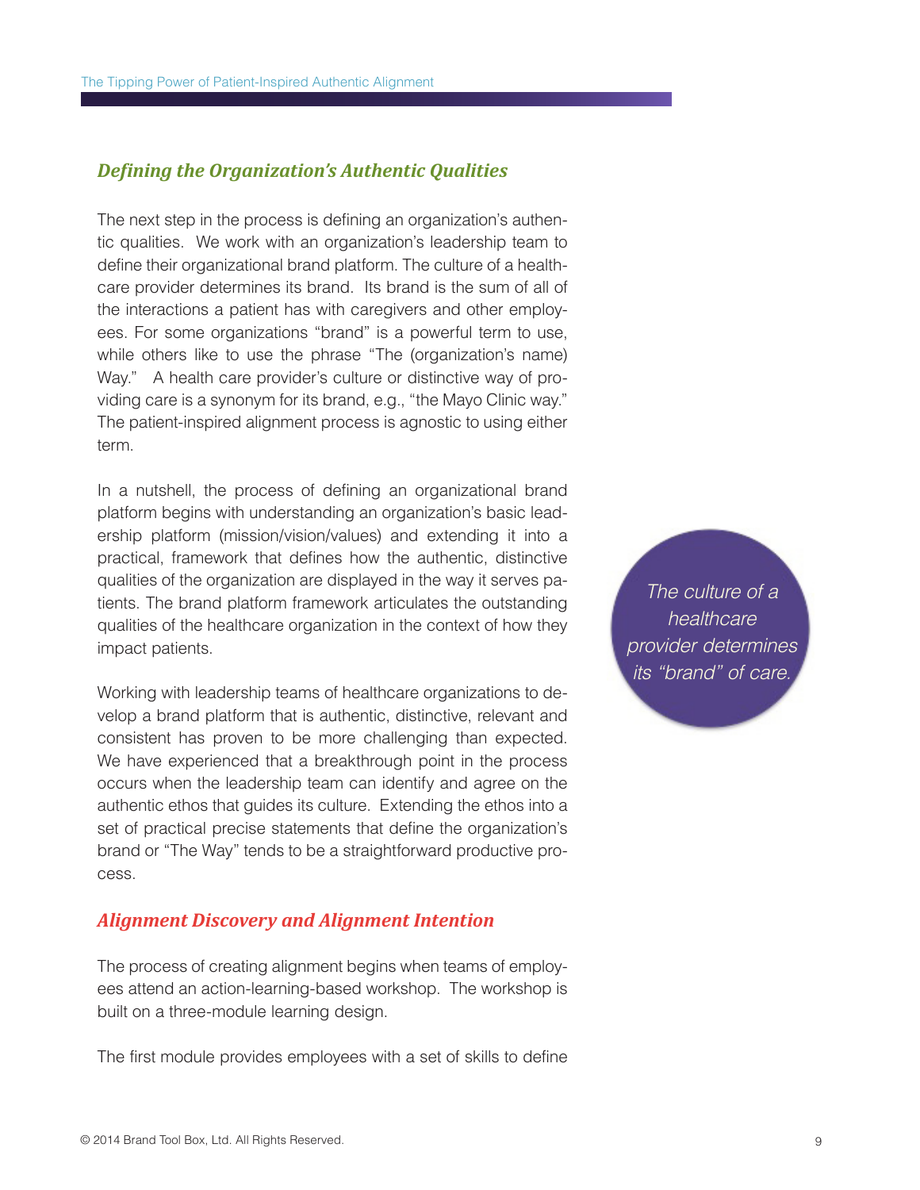### *Defining the Organization's Authentic Qualities*

The next step in the process is defining an organization's authentic qualities.  We work with an organization's leadership team to define their organizational brand platform. The culture of a healthcare provider determines its brand.  Its brand is the sum of all of the interactions a patient has with caregivers and other employees. For some organizations "brand" is a powerful term to use, while others like to use the phrase "The (organization's name) Way."   A health care provider's culture or distinctive way of providing care is a synonym for its brand, e.g., "the Mayo Clinic way." The patient-inspired alignment process is agnostic to using either term.

In a nutshell, the process of defining an organizational brand platform begins with understanding an organization's basic leadership platform (mission/vision/values) and extending it into a practical, framework that defines how the authentic, distinctive qualities of the organization are displayed in the way it serves patients. The brand platform framework articulates the outstanding qualities of the healthcare organization in the context of how they impact patients.

*The culture of a healthcare provider determines its "brand" of care.*

Working with leadership teams of healthcare organizations to develop a brand platform that is authentic, distinctive, relevant and consistent has proven to be more challenging than expected. We have experienced that a breakthrough point in the process occurs when the leadership team can identify and agree on the authentic ethos that guides its culture.  Extending the ethos into a set of practical precise statements that define the organization's brand or "The Way" tends to be a straightforward productive process.

### *Alignment Discovery and Alignment Intention*

The process of creating alignment begins when teams of employees attend an action-learning-based workshop.  The workshop is built on a three-module learning design.

The first module provides employees with a set of skills to define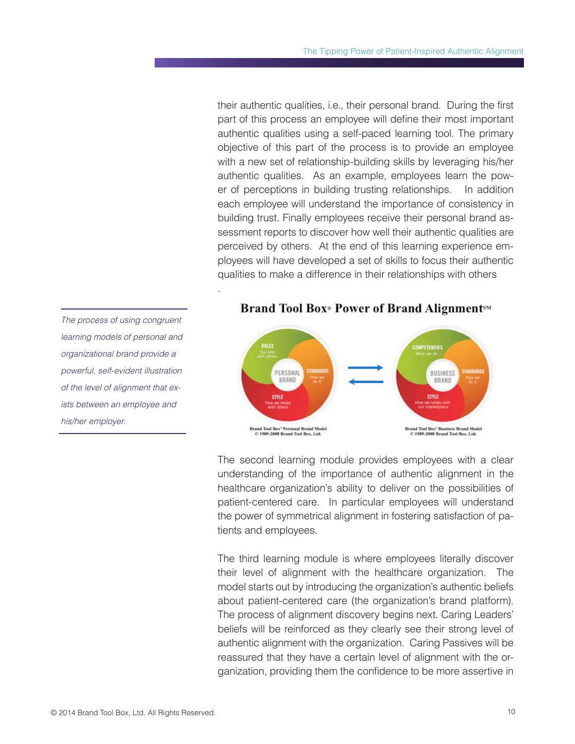their authentic qualities, i.e., their personal brand. During the first part of this process an employee will define their most important authentic qualities using a self-paced learning tool. The primary objective of this part of the process is to provide an employee with a new set of relationship-building skills by leveraging his/her authentic qualities. As an example, employees learn the power of perceptions in building trusting relationships. In addition each employee will understand the importance of consistency in building trust. Finally employees receive their personal brand assessment reports to discover how well their authentic qualities are perceived by others. At the end of this learning experience employees will have developed a set of skills to focus their authentic qualities to make a difference in their relationships with others

.

*The process of using congruent learning models of personal and organizational brand provide a powerful, self-evident illustration of the level of alignment that exists between an employee and his/her employer.*

**Brand Tool Box® Power of Brand Alignment℠**

ROLES
Our role with others
PERSONAL BRAND
STANDARDS
How we do it
STYLE
How we relate with others

Brand Tool Box® Personal Brand Model
© 1989-2008 Brand Tool Box, Ltd.

COMPETENCIES
What we do
BUSINESS BRAND
STANDARDS
How we do it
STYLE
How we relate with our marketplace

Brand Tool Box® Business Brand Model
© 1989-2008 Brand Tool Box, Ltd.

The second learning module provides employees with a clear understanding of the importance of authentic alignment in the healthcare organization's ability to deliver on the possibilities of patient-centered care. In particular employees will understand the power of symmetrical alignment in fostering satisfaction of patients and employees.

The third learning module is where employees literally discover their level of alignment with the healthcare organization. The model starts out by introducing the organization's authentic beliefs about patient-centered care (the organization's brand platform). The process of alignment discovery begins next. Caring Leaders' beliefs will be reinforced as they clearly see their strong level of authentic alignment with the organization. Caring Passives will be reassured that they have a certain level of alignment with the organization, providing them the confidence to be more assertive in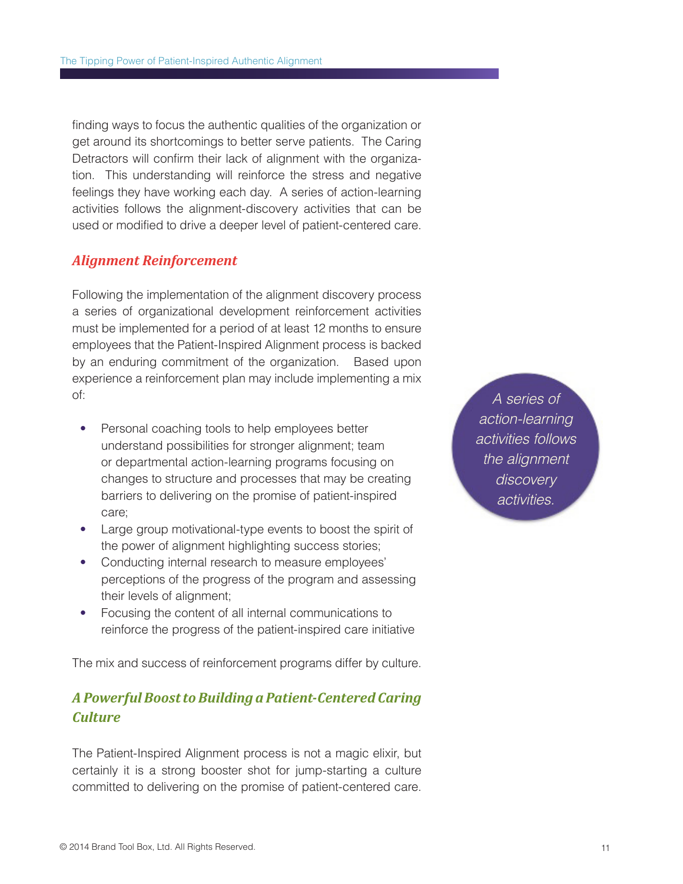finding ways to focus the authentic qualities of the organization or get around its shortcomings to better serve patients. The Caring Detractors will confirm their lack of alignment with the organization. This understanding will reinforce the stress and negative feelings they have working each day. A series of action-learning activities follows the alignment-discovery activities that can be used or modified to drive a deeper level of patient-centered care.

## *Alignment Reinforcement*

Following the implementation of the alignment discovery process a series of organizational development reinforcement activities must be implemented for a period of at least 12 months to ensure employees that the Patient-Inspired Alignment process is backed by an enduring commitment of the organization. Based upon experience a reinforcement plan may include implementing a mix of:

- Personal coaching tools to help employees better understand possibilities for stronger alignment; team or departmental action-learning programs focusing on changes to structure and processes that may be creating barriers to delivering on the promise of patient-inspired care;
- Large group motivational-type events to boost the spirit of the power of alignment highlighting success stories;
- Conducting internal research to measure employees' perceptions of the progress of the program and assessing their levels of alignment;
- Focusing the content of all internal communications to reinforce the progress of the patient-inspired care initiative

*A series of action-learning activities follows the alignment discovery activities.*

The mix and success of reinforcement programs differ by culture.

## *A Powerful Boost to Building a Patient-Centered Caring Culture*

The Patient-Inspired Alignment process is not a magic elixir, but certainly it is a strong booster shot for jump-starting a culture committed to delivering on the promise of patient-centered care.

© 2014 Brand Tool Box, Ltd. All Rights Reserved.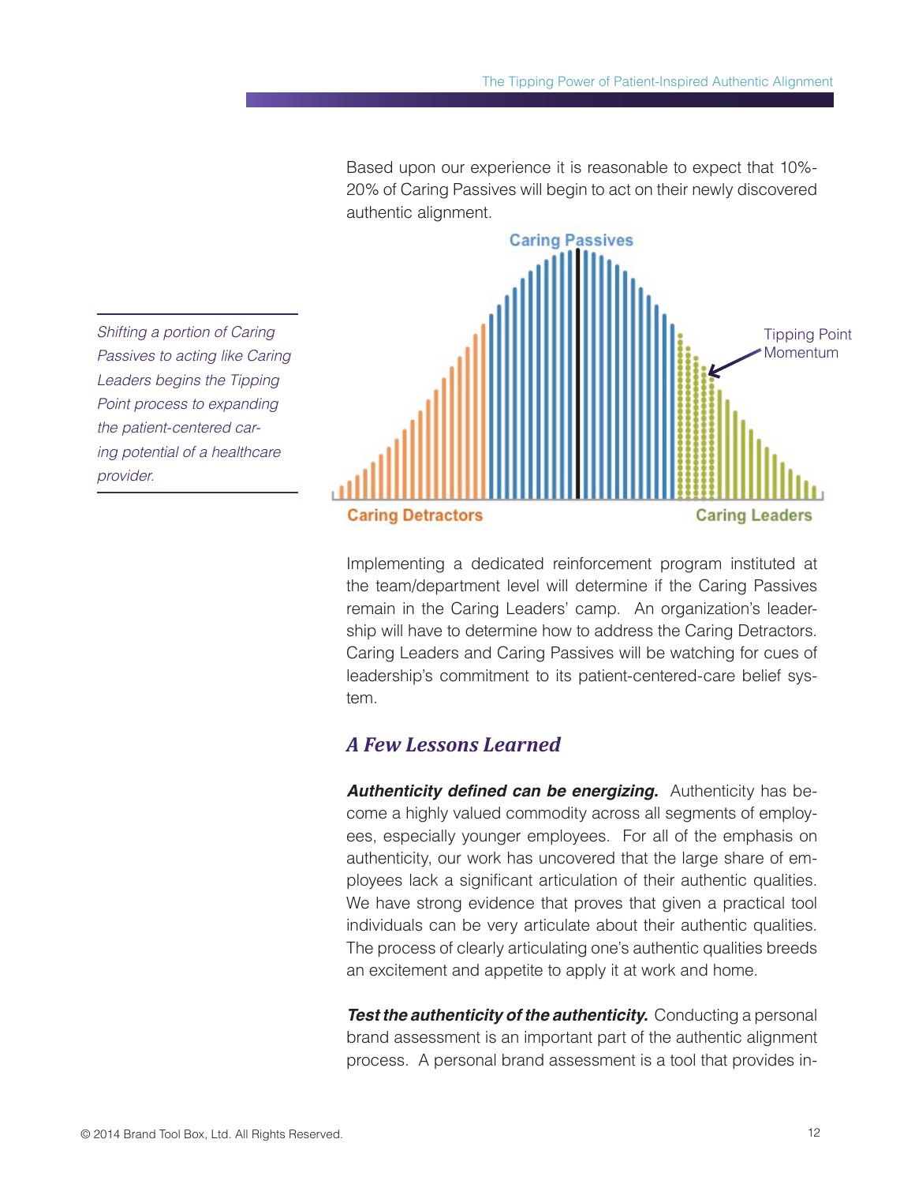Based upon our experience it is reasonable to expect that 10%-20% of Caring Passives will begin to act on their newly discovered authentic alignment.

Caring Passives

Tipping Point Momentum

Caring Detractors

Caring Leaders

*Shifting a portion of Caring Passives to acting like Caring Leaders begins the Tipping Point process to expanding the patient-centered caring potential of a healthcare provider.*

Implementing a dedicated reinforcement program instituted at the team/department level will determine if the Caring Passives remain in the Caring Leaders' camp. An organization's leadership will have to determine how to address the Caring Detractors. Caring Leaders and Caring Passives will be watching for cues of leadership's commitment to its patient-centered-care belief system.

## A Few Lessons Learned

***Authenticity defined can be energizing.*** Authenticity has become a highly valued commodity across all segments of employees, especially younger employees. For all of the emphasis on authenticity, our work has uncovered that the large share of employees lack a significant articulation of their authentic qualities. We have strong evidence that proves that given a practical tool individuals can be very articulate about their authentic qualities. The process of clearly articulating one's authentic qualities breeds an excitement and appetite to apply it at work and home.

***Test the authenticity of the authenticity.*** Conducting a personal brand assessment is an important part of the authentic alignment process. A personal brand assessment is a tool that provides in-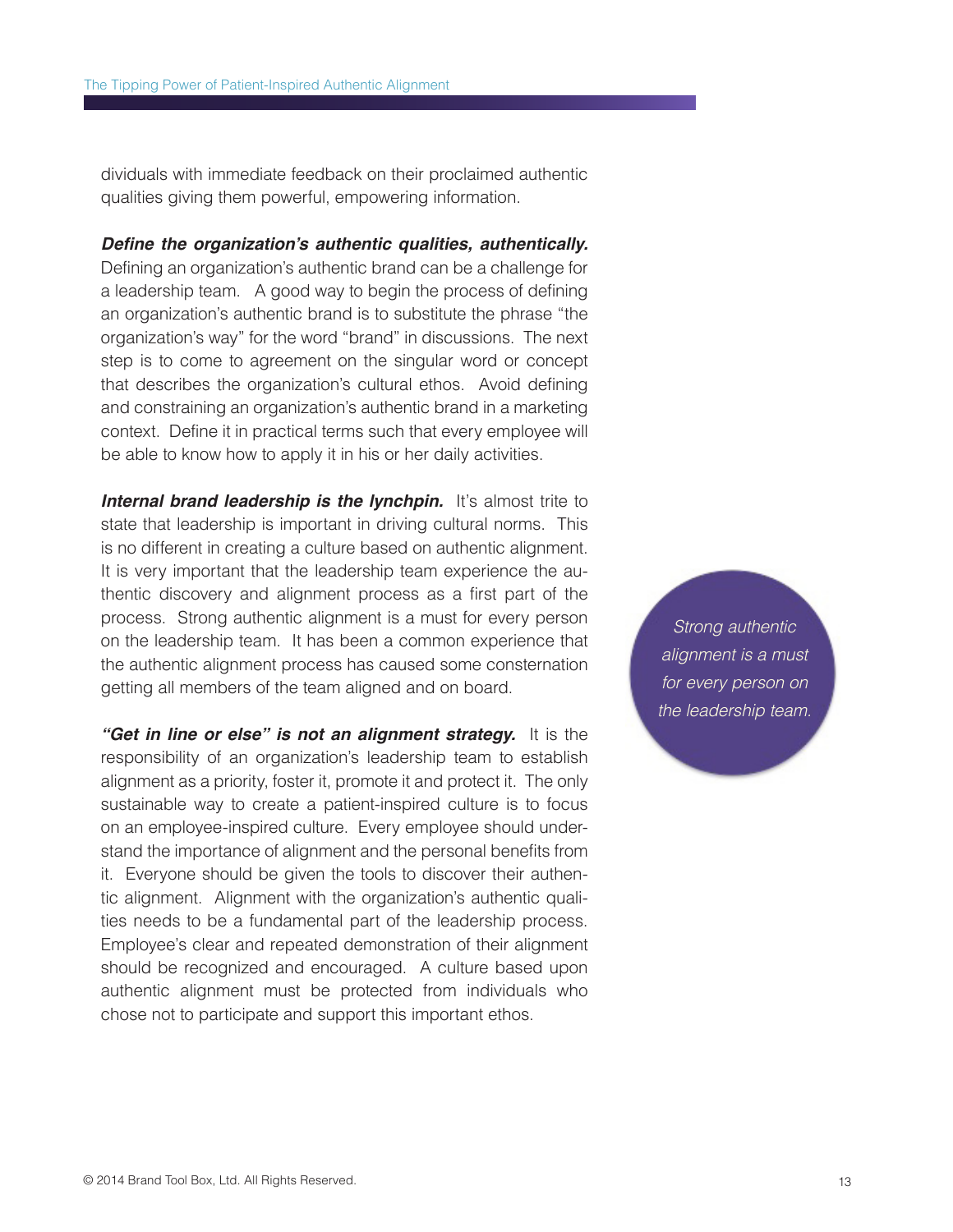dividuals with immediate feedback on their proclaimed authentic qualities giving them powerful, empowering information.

***Define the organization's authentic qualities, authentically.*** Defining an organization's authentic brand can be a challenge for a leadership team. A good way to begin the process of defining an organization's authentic brand is to substitute the phrase "the organization's way" for the word "brand" in discussions. The next step is to come to agreement on the singular word or concept that describes the organization's cultural ethos. Avoid defining and constraining an organization's authentic brand in a marketing context. Define it in practical terms such that every employee will be able to know how to apply it in his or her daily activities.

***Internal brand leadership is the lynchpin.*** It's almost trite to state that leadership is important in driving cultural norms. This is no different in creating a culture based on authentic alignment. It is very important that the leadership team experience the authentic discovery and alignment process as a first part of the process. Strong authentic alignment is a must for every person on the leadership team. It has been a common experience that the authentic alignment process has caused some consternation getting all members of the team aligned and on board.

*Strong authentic alignment is a must for every person on the leadership team.*

***"Get in line or else" is not an alignment strategy.*** It is the responsibility of an organization's leadership team to establish alignment as a priority, foster it, promote it and protect it. The only sustainable way to create a patient-inspired culture is to focus on an employee-inspired culture. Every employee should understand the importance of alignment and the personal benefits from it. Everyone should be given the tools to discover their authentic alignment. Alignment with the organization's authentic qualities needs to be a fundamental part of the leadership process. Employee's clear and repeated demonstration of their alignment should be recognized and encouraged. A culture based upon authentic alignment must be protected from individuals who chose not to participate and support this important ethos.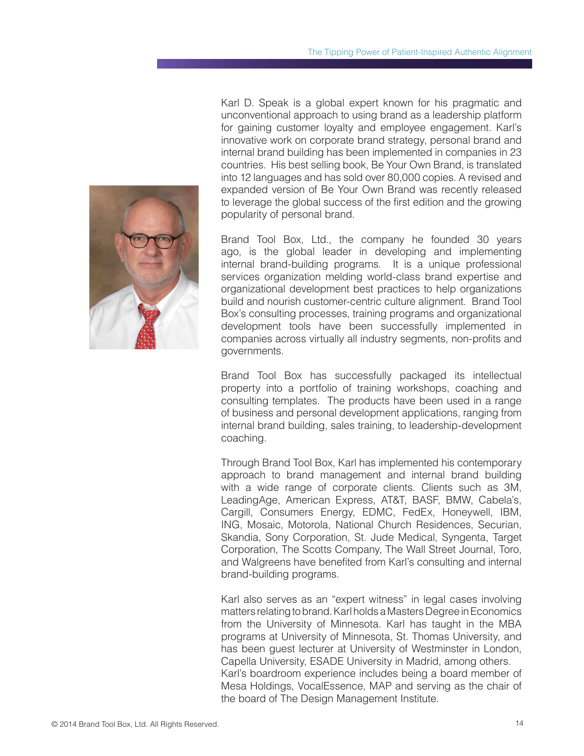Karl D. Speak is a global expert known for his pragmatic and unconventional approach to using brand as a leadership platform for gaining customer loyalty and employee engagement. Karl's innovative work on corporate brand strategy, personal brand and internal brand building has been implemented in companies in 23 countries. His best selling book, Be Your Own Brand, is translated into 12 languages and has sold over 80,000 copies. A revised and expanded version of Be Your Own Brand was recently released to leverage the global success of the first edition and the growing popularity of personal brand.

Brand Tool Box, Ltd., the company he founded 30 years ago, is the global leader in developing and implementing internal brand-building programs. It is a unique professional services organization melding world-class brand expertise and organizational development best practices to help organizations build and nourish customer-centric culture alignment. Brand Tool Box's consulting processes, training programs and organizational development tools have been successfully implemented in companies across virtually all industry segments, non-profits and governments.

Brand Tool Box has successfully packaged its intellectual property into a portfolio of training workshops, coaching and consulting templates. The products have been used in a range of business and personal development applications, ranging from internal brand building, sales training, to leadership-development coaching.

Through Brand Tool Box, Karl has implemented his contemporary approach to brand management and internal brand building with a wide range of corporate clients. Clients such as 3M, LeadingAge, American Express, AT&T, BASF, BMW, Cabela's, Cargill, Consumers Energy, EDMC, FedEx, Honeywell, IBM, ING, Mosaic, Motorola, National Church Residences, Securian, Skandia, Sony Corporation, St. Jude Medical, Syngenta, Target Corporation, The Scotts Company, The Wall Street Journal, Toro, and Walgreens have benefited from Karl's consulting and internal brand-building programs.

Karl also serves as an "expert witness" in legal cases involving matters relating to brand. Karl holds a Masters Degree in Economics from the University of Minnesota. Karl has taught in the MBA programs at University of Minnesota, St. Thomas University, and has been guest lecturer at University of Westminster in London, Capella University, ESADE University in Madrid, among others. Karl's boardroom experience includes being a board member of Mesa Holdings, VocalEssence, MAP and serving as the chair of the board of The Design Management Institute.

© 2014 Brand Tool Box, Ltd. All Rights Reserved.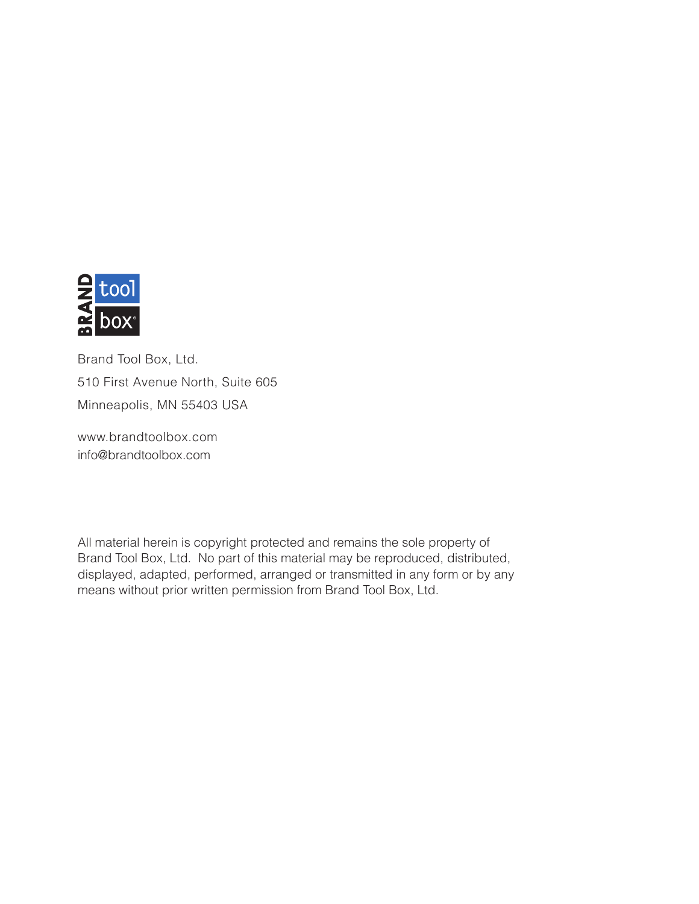Brand Tool Box, Ltd.

510 First Avenue North, Suite 605

Minneapolis, MN 55403 USA

www.brandtoolbox.com
info@brandtoolbox.com

All material herein is copyright protected and remains the sole property of Brand Tool Box, Ltd. No part of this material may be reproduced, distributed, displayed, adapted, performed, arranged or transmitted in any form or by any means without prior written permission from Brand Tool Box, Ltd.